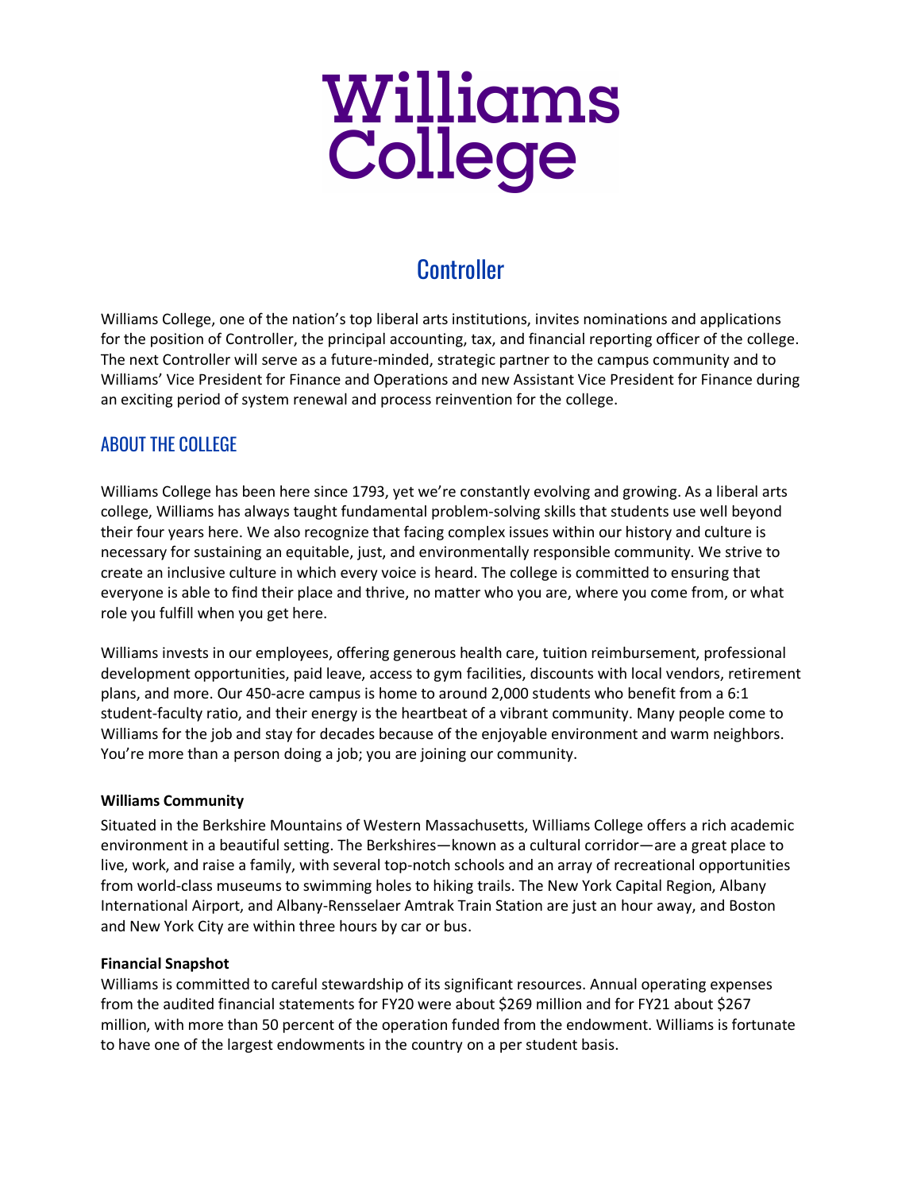# Williams College

## Controller

Williams College, one of the nation's top liberal arts institutions, invites nominations and applications for the position of Controller, the principal accounting, tax, and financial reporting officer of the college. The next Controller will serve as a future-minded, strategic partner to the campus community and to Williams' Vice President for Finance and Operations and new Assistant Vice President for Finance during an exciting period of system renewal and process reinvention for the college.

## ABOUT THE COLLEGE

Williams College has been here since 1793, yet we're constantly evolving and growing. As a liberal arts college, Williams has always taught fundamental problem-solving skills that students use well beyond their four years here. We also recognize that facing complex issues within our history and culture is necessary for sustaining an equitable, just, and environmentally responsible community. We strive to create an inclusive culture in which every voice is heard. The college is committed to ensuring that everyone is able to find their place and thrive, no matter who you are, where you come from, or what role you fulfill when you get here.

Williams invests in our employees, offering generous health care, tuition reimbursement, professional development opportunities, paid leave, access to gym facilities, discounts with local vendors, retirement plans, and more. Our 450-acre campus is home to around 2,000 students who benefit from a 6:1 student-faculty ratio, and their energy is the heartbeat of a vibrant community. Many people come to Williams for the job and stay for decades because of the enjoyable environment and warm neighbors. You're more than a person doing a job; you are joining our community.

**Williams Community**

Situated in the Berkshire Mountains of Western Massachusetts, Williams College offers a rich academic environment in a beautiful setting. The Berkshires—known as a cultural corridor—are a great place to live, work, and raise a family, with several top-notch schools and an array of recreational opportunities from world-class museums to swimming holes to hiking trails. The New York Capital Region, Albany International Airport, and Albany-Rensselaer Amtrak Train Station are just an hour away, and Boston and New York City are within three hours by car or bus.

**Financial Snapshot**

Williams is committed to careful stewardship of its significant resources. Annual operating expenses from the audited financial statements for FY20 were about $269 million and for FY21 about $267 million, with more than 50 percent of the operation funded from the endowment. Williams is fortunate to have one of the largest endowments in the country on a per student basis.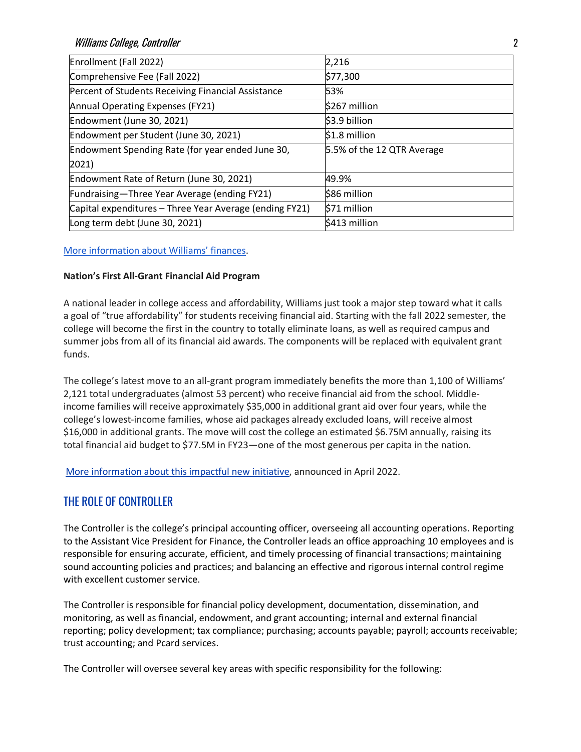| Enrollment (Fall 2022) | 2,216 |
|---|---|
| Comprehensive Fee (Fall 2022) | $77,300 |
| Percent of Students Receiving Financial Assistance | 53% |
| Annual Operating Expenses (FY21) | $267 million |
| Endowment (June 30, 2021) | $3.9 billion |
| Endowment per Student (June 30, 2021) | $1.8 million |
| Endowment Spending Rate (for year ended June 30, 2021) | 5.5% of the 12 QTR Average |
| Endowment Rate of Return (June 30, 2021) | 49.9% |
| Fundraising—Three Year Average (ending FY21) | $86 million |
| Capital expenditures – Three Year Average (ending FY21) | $71 million |
| Long term debt (June 30, 2021) | $413 million |

More information about Williams' finances.

**Nation's First All-Grant Financial Aid Program**

A national leader in college access and affordability, Williams just took a major step toward what it calls a goal of "true affordability" for students receiving financial aid. Starting with the fall 2022 semester, the college will become the first in the country to totally eliminate loans, as well as required campus and summer jobs from all of its financial aid awards. The components will be replaced with equivalent grant funds.

The college's latest move to an all-grant program immediately benefits the more than 1,100 of Williams' 2,121 total undergraduates (almost 53 percent) who receive financial aid from the school. Middle-income families will receive approximately $35,000 in additional grant aid over four years, while the college's lowest-income families, whose aid packages already excluded loans, will receive almost $16,000 in additional grants. The move will cost the college an estimated $6.75M annually, raising its total financial aid budget to $77.5M in FY23—one of the most generous per capita in the nation.

More information about this impactful new initiative, announced in April 2022.

## THE ROLE OF CONTROLLER

The Controller is the college's principal accounting officer, overseeing all accounting operations. Reporting to the Assistant Vice President for Finance, the Controller leads an office approaching 10 employees and is responsible for ensuring accurate, efficient, and timely processing of financial transactions; maintaining sound accounting policies and practices; and balancing an effective and rigorous internal control regime with excellent customer service.

The Controller is responsible for financial policy development, documentation, dissemination, and monitoring, as well as financial, endowment, and grant accounting; internal and external financial reporting; policy development; tax compliance; purchasing; accounts payable; payroll; accounts receivable; trust accounting; and Pcard services.

The Controller will oversee several key areas with specific responsibility for the following: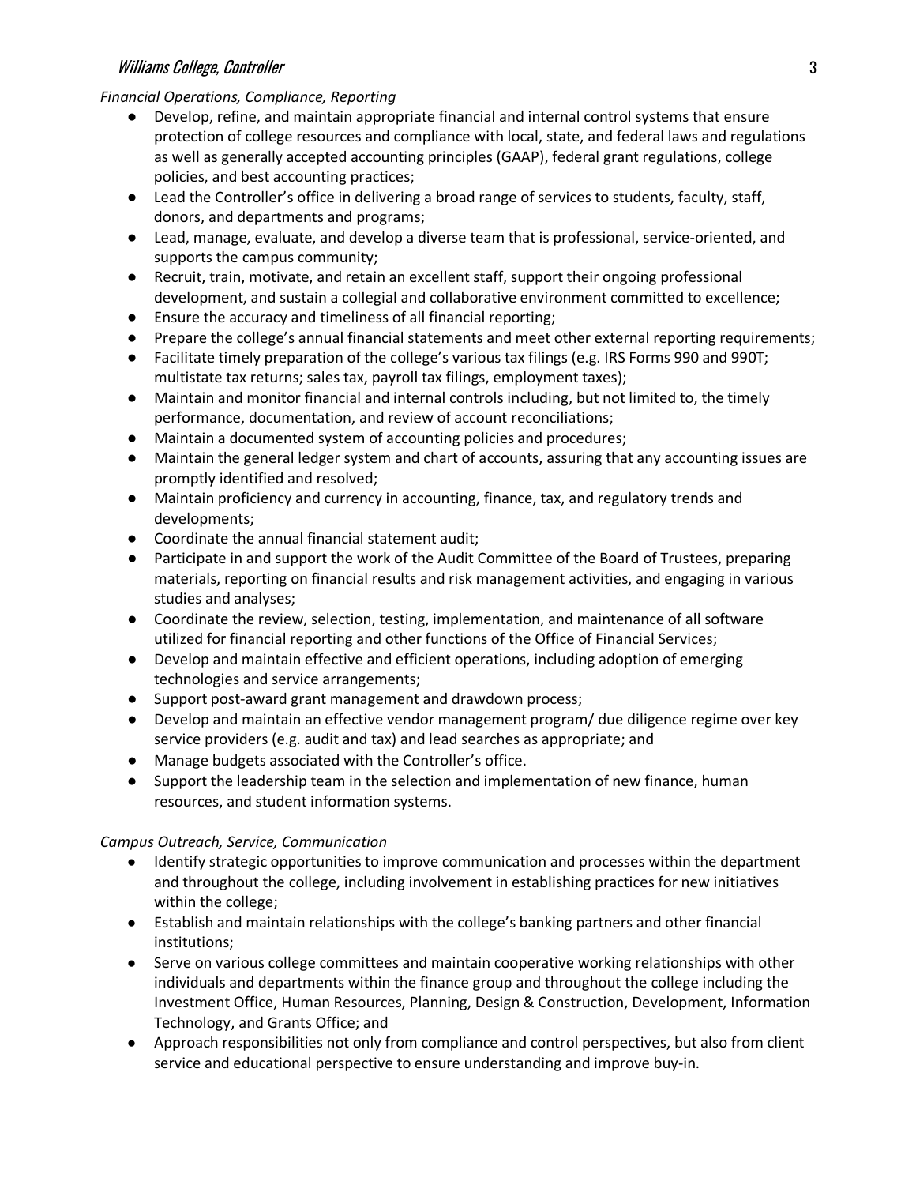*Financial Operations, Compliance, Reporting*

- Develop, refine, and maintain appropriate financial and internal control systems that ensure protection of college resources and compliance with local, state, and federal laws and regulations as well as generally accepted accounting principles (GAAP), federal grant regulations, college policies, and best accounting practices;
- Lead the Controller's office in delivering a broad range of services to students, faculty, staff, donors, and departments and programs;
- Lead, manage, evaluate, and develop a diverse team that is professional, service-oriented, and supports the campus community;
- Recruit, train, motivate, and retain an excellent staff, support their ongoing professional development, and sustain a collegial and collaborative environment committed to excellence;
- Ensure the accuracy and timeliness of all financial reporting;
- Prepare the college's annual financial statements and meet other external reporting requirements;
- Facilitate timely preparation of the college's various tax filings (e.g. IRS Forms 990 and 990T; multistate tax returns; sales tax, payroll tax filings, employment taxes);
- Maintain and monitor financial and internal controls including, but not limited to, the timely performance, documentation, and review of account reconciliations;
- Maintain a documented system of accounting policies and procedures;
- Maintain the general ledger system and chart of accounts, assuring that any accounting issues are promptly identified and resolved;
- Maintain proficiency and currency in accounting, finance, tax, and regulatory trends and developments;
- Coordinate the annual financial statement audit;
- Participate in and support the work of the Audit Committee of the Board of Trustees, preparing materials, reporting on financial results and risk management activities, and engaging in various studies and analyses;
- Coordinate the review, selection, testing, implementation, and maintenance of all software utilized for financial reporting and other functions of the Office of Financial Services;
- Develop and maintain effective and efficient operations, including adoption of emerging technologies and service arrangements;
- Support post-award grant management and drawdown process;
- Develop and maintain an effective vendor management program/ due diligence regime over key service providers (e.g. audit and tax) and lead searches as appropriate; and
- Manage budgets associated with the Controller's office.
- Support the leadership team in the selection and implementation of new finance, human resources, and student information systems.

*Campus Outreach, Service, Communication*

- Identify strategic opportunities to improve communication and processes within the department and throughout the college, including involvement in establishing practices for new initiatives within the college;
- Establish and maintain relationships with the college's banking partners and other financial institutions;
- Serve on various college committees and maintain cooperative working relationships with other individuals and departments within the finance group and throughout the college including the Investment Office, Human Resources, Planning, Design & Construction, Development, Information Technology, and Grants Office; and
- Approach responsibilities not only from compliance and control perspectives, but also from client service and educational perspective to ensure understanding and improve buy-in.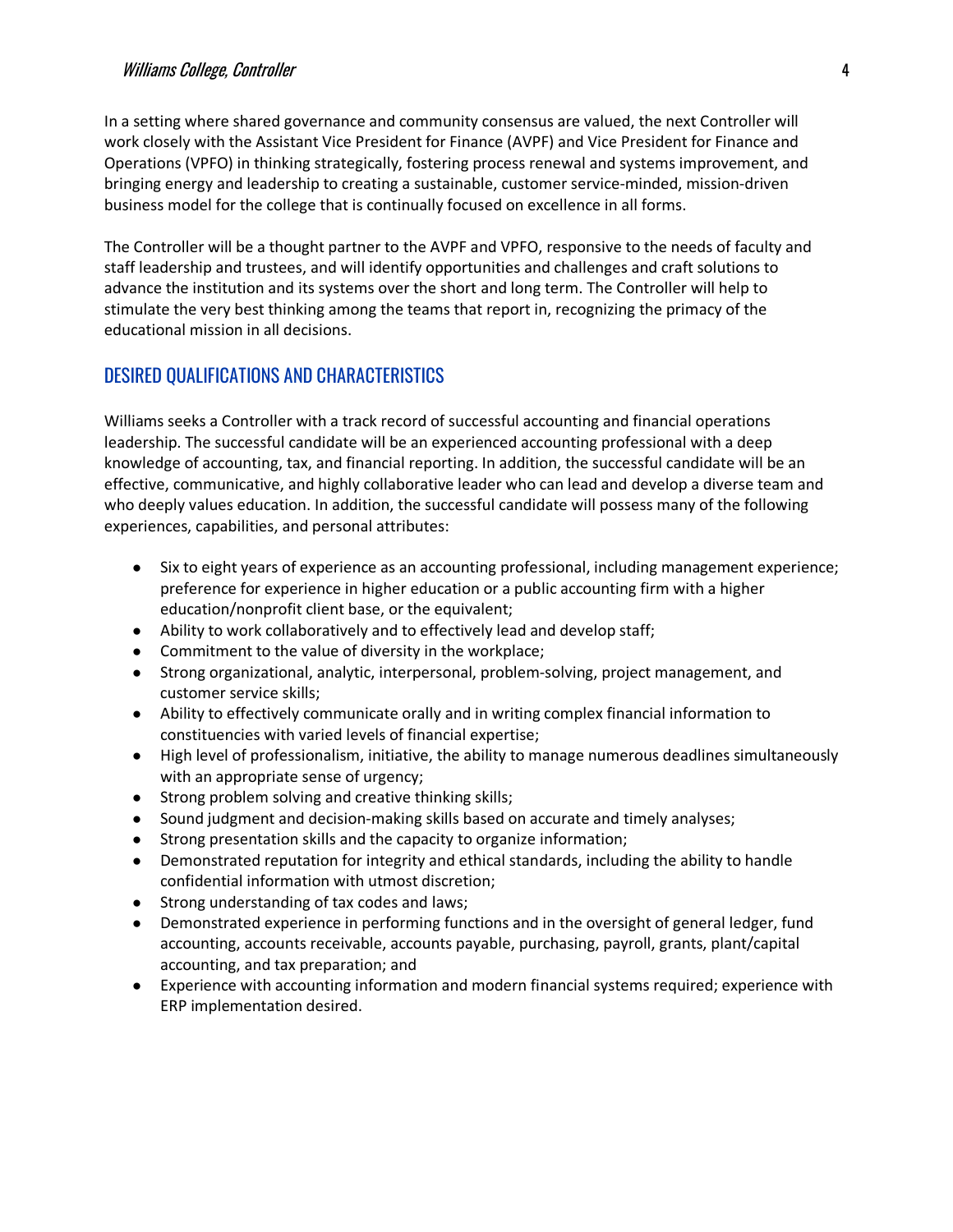In a setting where shared governance and community consensus are valued, the next Controller will work closely with the Assistant Vice President for Finance (AVPF) and Vice President for Finance and Operations (VPFO) in thinking strategically, fostering process renewal and systems improvement, and bringing energy and leadership to creating a sustainable, customer service-minded, mission-driven business model for the college that is continually focused on excellence in all forms.

The Controller will be a thought partner to the AVPF and VPFO, responsive to the needs of faculty and staff leadership and trustees, and will identify opportunities and challenges and craft solutions to advance the institution and its systems over the short and long term. The Controller will help to stimulate the very best thinking among the teams that report in, recognizing the primacy of the educational mission in all decisions.

## DESIRED QUALIFICATIONS AND CHARACTERISTICS

Williams seeks a Controller with a track record of successful accounting and financial operations leadership. The successful candidate will be an experienced accounting professional with a deep knowledge of accounting, tax, and financial reporting. In addition, the successful candidate will be an effective, communicative, and highly collaborative leader who can lead and develop a diverse team and who deeply values education. In addition, the successful candidate will possess many of the following experiences, capabilities, and personal attributes:

- Six to eight years of experience as an accounting professional, including management experience; preference for experience in higher education or a public accounting firm with a higher education/nonprofit client base, or the equivalent;
- Ability to work collaboratively and to effectively lead and develop staff;
- Commitment to the value of diversity in the workplace;
- Strong organizational, analytic, interpersonal, problem-solving, project management, and customer service skills;
- Ability to effectively communicate orally and in writing complex financial information to constituencies with varied levels of financial expertise;
- High level of professionalism, initiative, the ability to manage numerous deadlines simultaneously with an appropriate sense of urgency;
- Strong problem solving and creative thinking skills;
- Sound judgment and decision-making skills based on accurate and timely analyses;
- Strong presentation skills and the capacity to organize information;
- Demonstrated reputation for integrity and ethical standards, including the ability to handle confidential information with utmost discretion;
- Strong understanding of tax codes and laws;
- Demonstrated experience in performing functions and in the oversight of general ledger, fund accounting, accounts receivable, accounts payable, purchasing, payroll, grants, plant/capital accounting, and tax preparation; and
- Experience with accounting information and modern financial systems required; experience with ERP implementation desired.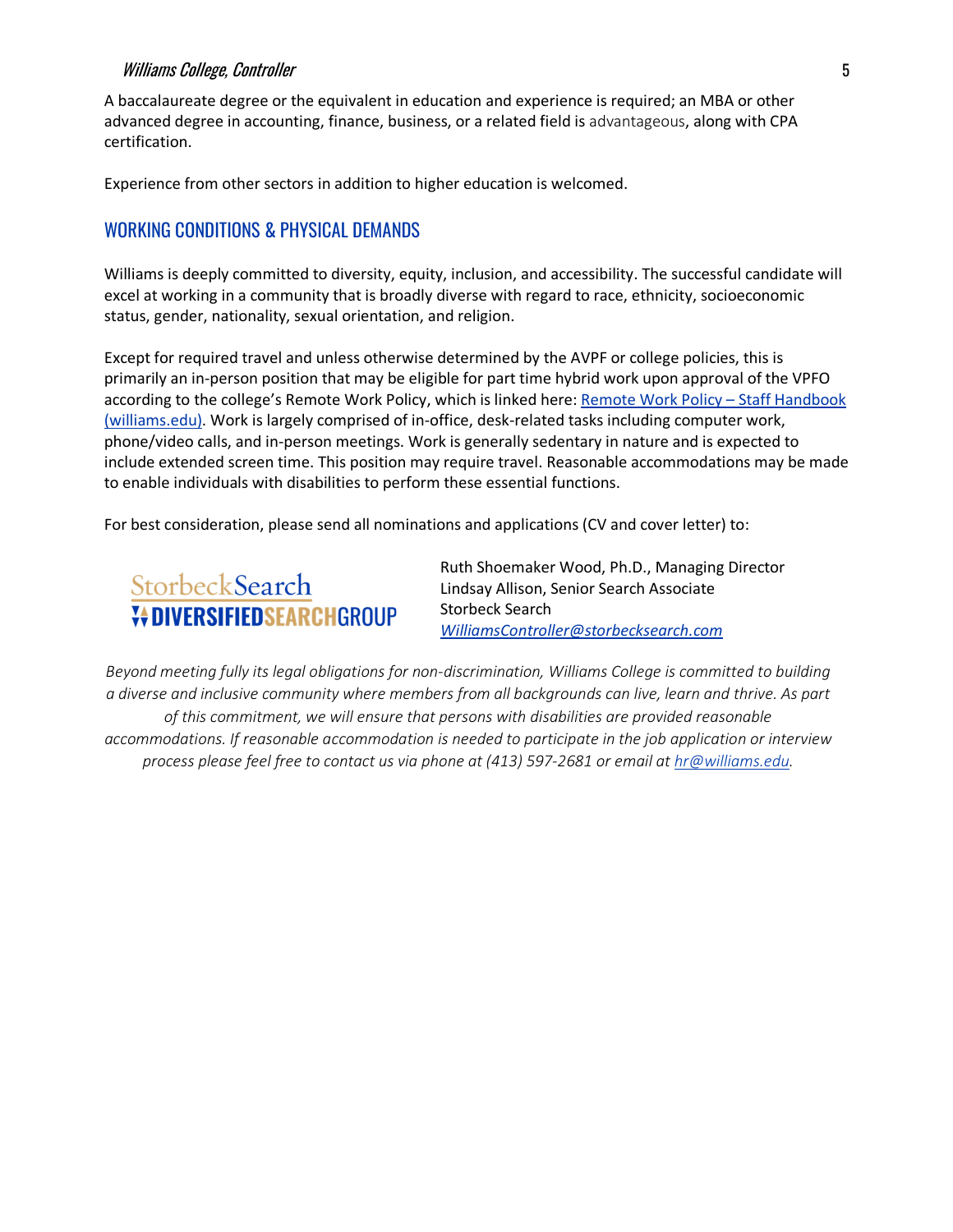A baccalaureate degree or the equivalent in education and experience is required; an MBA or other advanced degree in accounting, finance, business, or a related field is advantageous, along with CPA certification.

Experience from other sectors in addition to higher education is welcomed.

## WORKING CONDITIONS & PHYSICAL DEMANDS

Williams is deeply committed to diversity, equity, inclusion, and accessibility. The successful candidate will excel at working in a community that is broadly diverse with regard to race, ethnicity, socioeconomic status, gender, nationality, sexual orientation, and religion.

Except for required travel and unless otherwise determined by the AVPF or college policies, this is primarily an in-person position that may be eligible for part time hybrid work upon approval of the VPFO according to the college's Remote Work Policy, which is linked here: [Remote Work Policy – Staff Handbook (williams.edu)](). Work is largely comprised of in-office, desk-related tasks including computer work, phone/video calls, and in-person meetings. Work is generally sedentary in nature and is expected to include extended screen time. This position may require travel. Reasonable accommodations may be made to enable individuals with disabilities to perform these essential functions.

For best consideration, please send all nominations and applications (CV and cover letter) to:

StorbeckSearch
DIVERSIFIEDSEARCHGROUP

Ruth Shoemaker Wood, Ph.D., Managing Director
Lindsay Allison, Senior Search Associate
Storbeck Search
*WilliamsController@storbecksearch.com*

*Beyond meeting fully its legal obligations for non-discrimination, Williams College is committed to building a diverse and inclusive community where members from all backgrounds can live, learn and thrive. As part of this commitment, we will ensure that persons with disabilities are provided reasonable accommodations. If reasonable accommodation is needed to participate in the job application or interview process please feel free to contact us via phone at (413) 597-2681 or email at hr@williams.edu.*